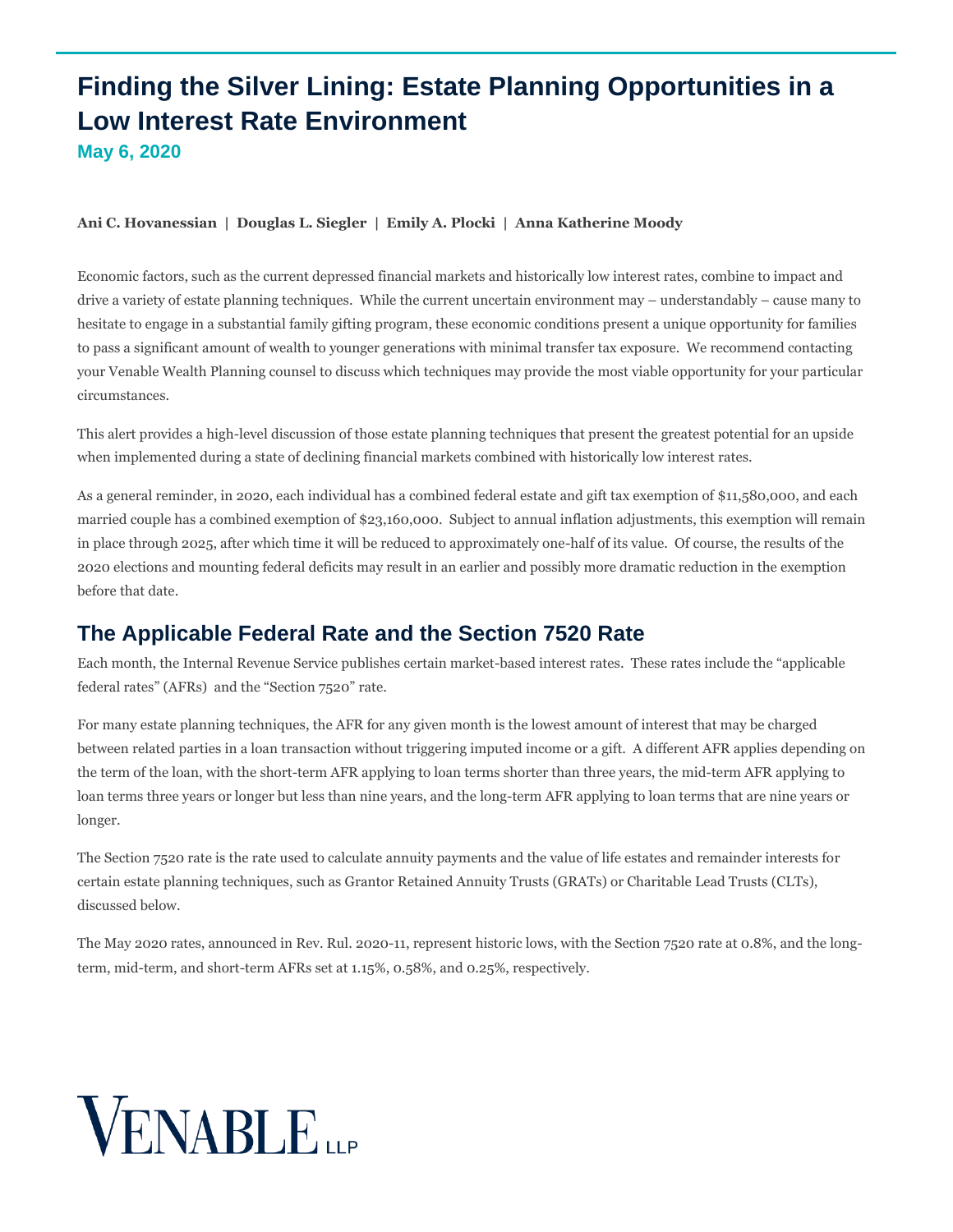# Finding the Silver Lining: Estate Planning Opportunities in a Low Interest Rate Environment

**May 6, 2020**

**Ani C. Hovanessian | Douglas L. Siegler | Emily A. Plocki | Anna Katherine Moody**

Economic factors, such as the current depressed financial markets and historically low interest rates, combine to impact and drive a variety of estate planning techniques. While the current uncertain environment may – understandably – cause many to hesitate to engage in a substantial family gifting program, these economic conditions present a unique opportunity for families to pass a significant amount of wealth to younger generations with minimal transfer tax exposure. We recommend contacting your Venable Wealth Planning counsel to discuss which techniques may provide the most viable opportunity for your particular circumstances.

This alert provides a high-level discussion of those estate planning techniques that present the greatest potential for an upside when implemented during a state of declining financial markets combined with historically low interest rates.

As a general reminder, in 2020, each individual has a combined federal estate and gift tax exemption of $11,580,000, and each married couple has a combined exemption of $23,160,000. Subject to annual inflation adjustments, this exemption will remain in place through 2025, after which time it will be reduced to approximately one-half of its value. Of course, the results of the 2020 elections and mounting federal deficits may result in an earlier and possibly more dramatic reduction in the exemption before that date.

## The Applicable Federal Rate and the Section 7520 Rate

Each month, the Internal Revenue Service publishes certain market-based interest rates. These rates include the "applicable federal rates" (AFRs) and the "Section 7520" rate.

For many estate planning techniques, the AFR for any given month is the lowest amount of interest that may be charged between related parties in a loan transaction without triggering imputed income or a gift. A different AFR applies depending on the term of the loan, with the short-term AFR applying to loan terms shorter than three years, the mid-term AFR applying to loan terms three years or longer but less than nine years, and the long-term AFR applying to loan terms that are nine years or longer.

The Section 7520 rate is the rate used to calculate annuity payments and the value of life estates and remainder interests for certain estate planning techniques, such as Grantor Retained Annuity Trusts (GRATs) or Charitable Lead Trusts (CLTs), discussed below.

The May 2020 rates, announced in Rev. Rul. 2020-11, represent historic lows, with the Section 7520 rate at 0.8%, and the long-term, mid-term, and short-term AFRs set at 1.15%, 0.58%, and 0.25%, respectively.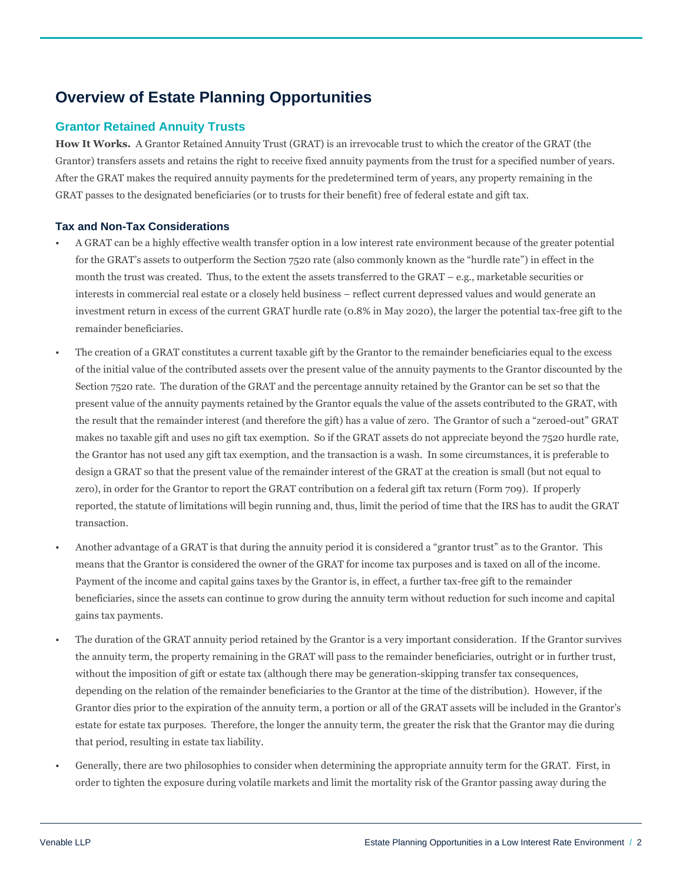# Overview of Estate Planning Opportunities

## Grantor Retained Annuity Trusts

**How It Works.** A Grantor Retained Annuity Trust (GRAT) is an irrevocable trust to which the creator of the GRAT (the Grantor) transfers assets and retains the right to receive fixed annuity payments from the trust for a specified number of years. After the GRAT makes the required annuity payments for the predetermined term of years, any property remaining in the GRAT passes to the designated beneficiaries (or to trusts for their benefit) free of federal estate and gift tax.

### Tax and Non-Tax Considerations

- A GRAT can be a highly effective wealth transfer option in a low interest rate environment because of the greater potential for the GRAT's assets to outperform the Section 7520 rate (also commonly known as the "hurdle rate") in effect in the month the trust was created. Thus, to the extent the assets transferred to the GRAT – e.g., marketable securities or interests in commercial real estate or a closely held business – reflect current depressed values and would generate an investment return in excess of the current GRAT hurdle rate (0.8% in May 2020), the larger the potential tax-free gift to the remainder beneficiaries.
- The creation of a GRAT constitutes a current taxable gift by the Grantor to the remainder beneficiaries equal to the excess of the initial value of the contributed assets over the present value of the annuity payments to the Grantor discounted by the Section 7520 rate. The duration of the GRAT and the percentage annuity retained by the Grantor can be set so that the present value of the annuity payments retained by the Grantor equals the value of the assets contributed to the GRAT, with the result that the remainder interest (and therefore the gift) has a value of zero. The Grantor of such a "zeroed-out" GRAT makes no taxable gift and uses no gift tax exemption. So if the GRAT assets do not appreciate beyond the 7520 hurdle rate, the Grantor has not used any gift tax exemption, and the transaction is a wash. In some circumstances, it is preferable to design a GRAT so that the present value of the remainder interest of the GRAT at the creation is small (but not equal to zero), in order for the Grantor to report the GRAT contribution on a federal gift tax return (Form 709). If properly reported, the statute of limitations will begin running and, thus, limit the period of time that the IRS has to audit the GRAT transaction.
- Another advantage of a GRAT is that during the annuity period it is considered a "grantor trust" as to the Grantor. This means that the Grantor is considered the owner of the GRAT for income tax purposes and is taxed on all of the income. Payment of the income and capital gains taxes by the Grantor is, in effect, a further tax-free gift to the remainder beneficiaries, since the assets can continue to grow during the annuity term without reduction for such income and capital gains tax payments.
- The duration of the GRAT annuity period retained by the Grantor is a very important consideration. If the Grantor survives the annuity term, the property remaining in the GRAT will pass to the remainder beneficiaries, outright or in further trust, without the imposition of gift or estate tax (although there may be generation-skipping transfer tax consequences, depending on the relation of the remainder beneficiaries to the Grantor at the time of the distribution). However, if the Grantor dies prior to the expiration of the annuity term, a portion or all of the GRAT assets will be included in the Grantor's estate for estate tax purposes. Therefore, the longer the annuity term, the greater the risk that the Grantor may die during that period, resulting in estate tax liability.
- Generally, there are two philosophies to consider when determining the appropriate annuity term for the GRAT. First, in order to tighten the exposure during volatile markets and limit the mortality risk of the Grantor passing away during the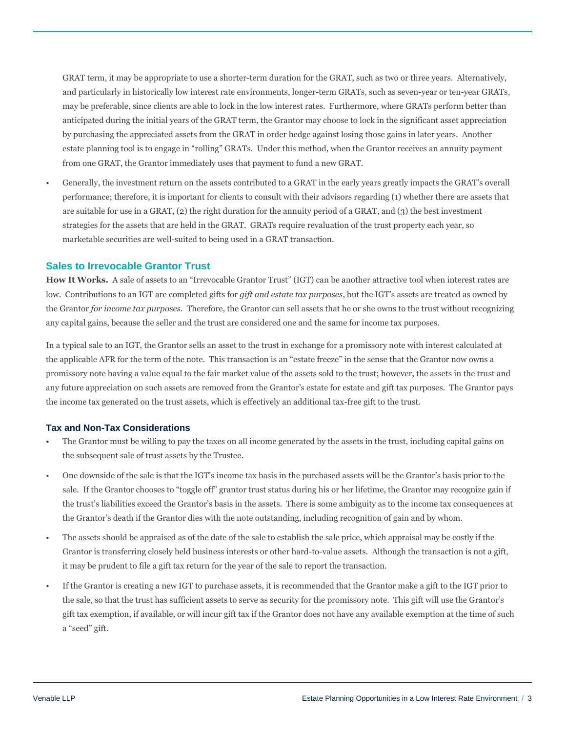GRAT term, it may be appropriate to use a shorter-term duration for the GRAT, such as two or three years. Alternatively, and particularly in historically low interest rate environments, longer-term GRATs, such as seven-year or ten-year GRATs, may be preferable, since clients are able to lock in the low interest rates. Furthermore, where GRATs perform better than anticipated during the initial years of the GRAT term, the Grantor may choose to lock in the significant asset appreciation by purchasing the appreciated assets from the GRAT in order hedge against losing those gains in later years. Another estate planning tool is to engage in "rolling" GRATs. Under this method, when the Grantor receives an annuity payment from one GRAT, the Grantor immediately uses that payment to fund a new GRAT.

- Generally, the investment return on the assets contributed to a GRAT in the early years greatly impacts the GRAT's overall performance; therefore, it is important for clients to consult with their advisors regarding (1) whether there are assets that are suitable for use in a GRAT, (2) the right duration for the annuity period of a GRAT, and (3) the best investment strategies for the assets that are held in the GRAT. GRATs require revaluation of the trust property each year, so marketable securities are well-suited to being used in a GRAT transaction.

## Sales to Irrevocable Grantor Trust

**How It Works.** A sale of assets to an "Irrevocable Grantor Trust" (IGT) can be another attractive tool when interest rates are low. Contributions to an IGT are completed gifts for *gift and estate tax purposes*, but the IGT's assets are treated as owned by the Grantor *for income tax purposes*. Therefore, the Grantor can sell assets that he or she owns to the trust without recognizing any capital gains, because the seller and the trust are considered one and the same for income tax purposes.

In a typical sale to an IGT, the Grantor sells an asset to the trust in exchange for a promissory note with interest calculated at the applicable AFR for the term of the note. This transaction is an "estate freeze" in the sense that the Grantor now owns a promissory note having a value equal to the fair market value of the assets sold to the trust; however, the assets in the trust and any future appreciation on such assets are removed from the Grantor's estate for estate and gift tax purposes. The Grantor pays the income tax generated on the trust assets, which is effectively an additional tax-free gift to the trust.

### Tax and Non-Tax Considerations

- The Grantor must be willing to pay the taxes on all income generated by the assets in the trust, including capital gains on the subsequent sale of trust assets by the Trustee.
- One downside of the sale is that the IGT's income tax basis in the purchased assets will be the Grantor's basis prior to the sale. If the Grantor chooses to "toggle off" grantor trust status during his or her lifetime, the Grantor may recognize gain if the trust's liabilities exceed the Grantor's basis in the assets. There is some ambiguity as to the income tax consequences at the Grantor's death if the Grantor dies with the note outstanding, including recognition of gain and by whom.
- The assets should be appraised as of the date of the sale to establish the sale price, which appraisal may be costly if the Grantor is transferring closely held business interests or other hard-to-value assets. Although the transaction is not a gift, it may be prudent to file a gift tax return for the year of the sale to report the transaction.
- If the Grantor is creating a new IGT to purchase assets, it is recommended that the Grantor make a gift to the IGT prior to the sale, so that the trust has sufficient assets to serve as security for the promissory note. This gift will use the Grantor's gift tax exemption, if available, or will incur gift tax if the Grantor does not have any available exemption at the time of such a "seed" gift.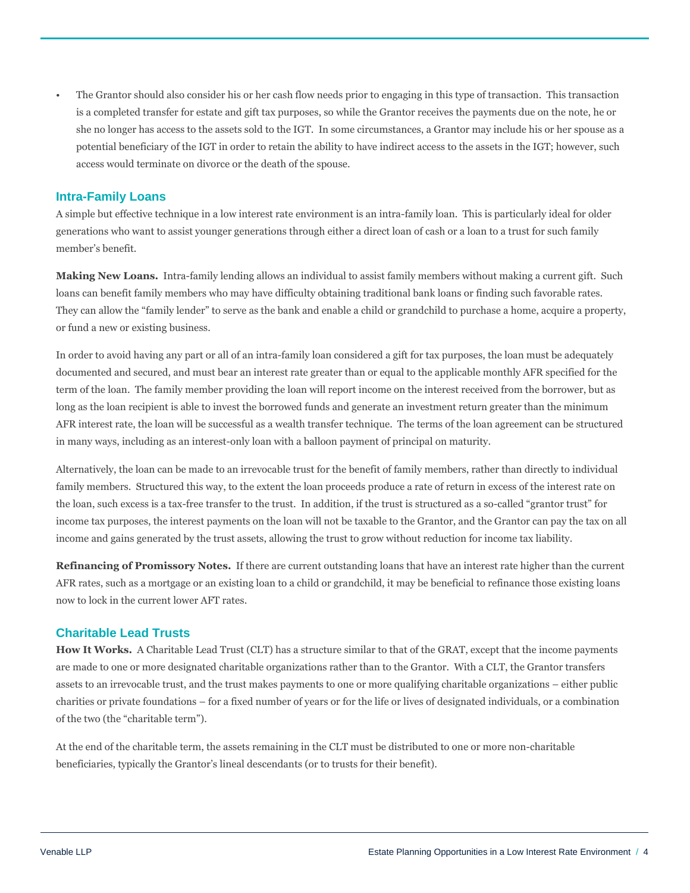- The Grantor should also consider his or her cash flow needs prior to engaging in this type of transaction. This transaction is a completed transfer for estate and gift tax purposes, so while the Grantor receives the payments due on the note, he or she no longer has access to the assets sold to the IGT. In some circumstances, a Grantor may include his or her spouse as a potential beneficiary of the IGT in order to retain the ability to have indirect access to the assets in the IGT; however, such access would terminate on divorce or the death of the spouse.

## Intra-Family Loans

A simple but effective technique in a low interest rate environment is an intra-family loan. This is particularly ideal for older generations who want to assist younger generations through either a direct loan of cash or a loan to a trust for such family member's benefit.

**Making New Loans.** Intra-family lending allows an individual to assist family members without making a current gift. Such loans can benefit family members who may have difficulty obtaining traditional bank loans or finding such favorable rates. They can allow the "family lender" to serve as the bank and enable a child or grandchild to purchase a home, acquire a property, or fund a new or existing business.

In order to avoid having any part or all of an intra-family loan considered a gift for tax purposes, the loan must be adequately documented and secured, and must bear an interest rate greater than or equal to the applicable monthly AFR specified for the term of the loan. The family member providing the loan will report income on the interest received from the borrower, but as long as the loan recipient is able to invest the borrowed funds and generate an investment return greater than the minimum AFR interest rate, the loan will be successful as a wealth transfer technique. The terms of the loan agreement can be structured in many ways, including as an interest-only loan with a balloon payment of principal on maturity.

Alternatively, the loan can be made to an irrevocable trust for the benefit of family members, rather than directly to individual family members. Structured this way, to the extent the loan proceeds produce a rate of return in excess of the interest rate on the loan, such excess is a tax-free transfer to the trust. In addition, if the trust is structured as a so-called "grantor trust" for income tax purposes, the interest payments on the loan will not be taxable to the Grantor, and the Grantor can pay the tax on all income and gains generated by the trust assets, allowing the trust to grow without reduction for income tax liability.

**Refinancing of Promissory Notes.** If there are current outstanding loans that have an interest rate higher than the current AFR rates, such as a mortgage or an existing loan to a child or grandchild, it may be beneficial to refinance those existing loans now to lock in the current lower AFT rates.

## Charitable Lead Trusts

**How It Works.** A Charitable Lead Trust (CLT) has a structure similar to that of the GRAT, except that the income payments are made to one or more designated charitable organizations rather than to the Grantor. With a CLT, the Grantor transfers assets to an irrevocable trust, and the trust makes payments to one or more qualifying charitable organizations – either public charities or private foundations – for a fixed number of years or for the life or lives of designated individuals, or a combination of the two (the "charitable term").

At the end of the charitable term, the assets remaining in the CLT must be distributed to one or more non-charitable beneficiaries, typically the Grantor's lineal descendants (or to trusts for their benefit).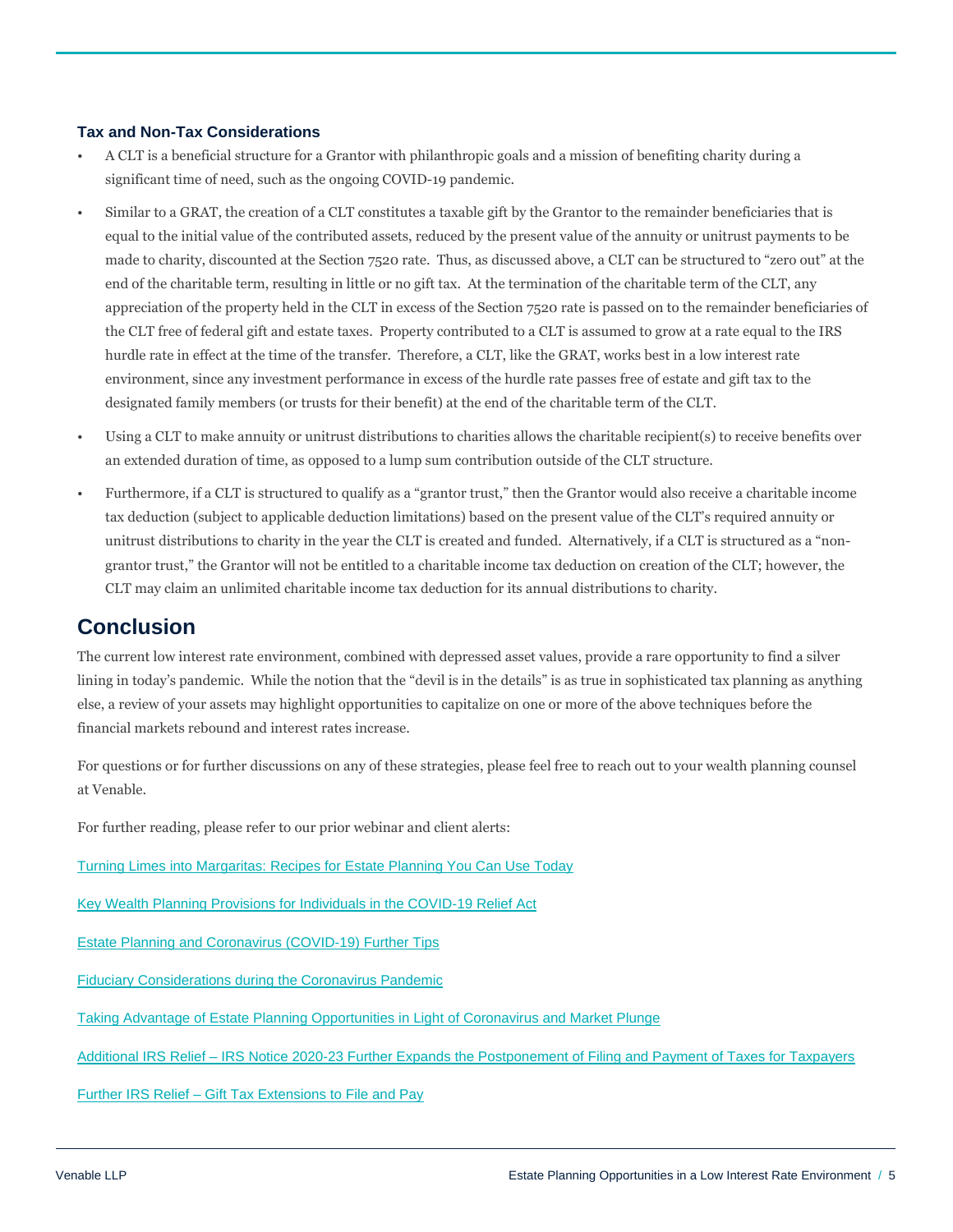### Tax and Non-Tax Considerations

- A CLT is a beneficial structure for a Grantor with philanthropic goals and a mission of benefiting charity during a significant time of need, such as the ongoing COVID-19 pandemic.
- Similar to a GRAT, the creation of a CLT constitutes a taxable gift by the Grantor to the remainder beneficiaries that is equal to the initial value of the contributed assets, reduced by the present value of the annuity or unitrust payments to be made to charity, discounted at the Section 7520 rate. Thus, as discussed above, a CLT can be structured to "zero out" at the end of the charitable term, resulting in little or no gift tax. At the termination of the charitable term of the CLT, any appreciation of the property held in the CLT in excess of the Section 7520 rate is passed on to the remainder beneficiaries of the CLT free of federal gift and estate taxes. Property contributed to a CLT is assumed to grow at a rate equal to the IRS hurdle rate in effect at the time of the transfer. Therefore, a CLT, like the GRAT, works best in a low interest rate environment, since any investment performance in excess of the hurdle rate passes free of estate and gift tax to the designated family members (or trusts for their benefit) at the end of the charitable term of the CLT.
- Using a CLT to make annuity or unitrust distributions to charities allows the charitable recipient(s) to receive benefits over an extended duration of time, as opposed to a lump sum contribution outside of the CLT structure.
- Furthermore, if a CLT is structured to qualify as a "grantor trust," then the Grantor would also receive a charitable income tax deduction (subject to applicable deduction limitations) based on the present value of the CLT's required annuity or unitrust distributions to charity in the year the CLT is created and funded. Alternatively, if a CLT is structured as a "non-grantor trust," the Grantor will not be entitled to a charitable income tax deduction on creation of the CLT; however, the CLT may claim an unlimited charitable income tax deduction for its annual distributions to charity.

## Conclusion

The current low interest rate environment, combined with depressed asset values, provide a rare opportunity to find a silver lining in today's pandemic. While the notion that the "devil is in the details" is as true in sophisticated tax planning as anything else, a review of your assets may highlight opportunities to capitalize on one or more of the above techniques before the financial markets rebound and interest rates increase.

For questions or for further discussions on any of these strategies, please feel free to reach out to your wealth planning counsel at Venable.

For further reading, please refer to our prior webinar and client alerts:

Turning Limes into Margaritas: Recipes for Estate Planning You Can Use Today

Key Wealth Planning Provisions for Individuals in the COVID-19 Relief Act

Estate Planning and Coronavirus (COVID-19) Further Tips

Fiduciary Considerations during the Coronavirus Pandemic

Taking Advantage of Estate Planning Opportunities in Light of Coronavirus and Market Plunge

Additional IRS Relief – IRS Notice 2020-23 Further Expands the Postponement of Filing and Payment of Taxes for Taxpayers

Further IRS Relief – Gift Tax Extensions to File and Pay